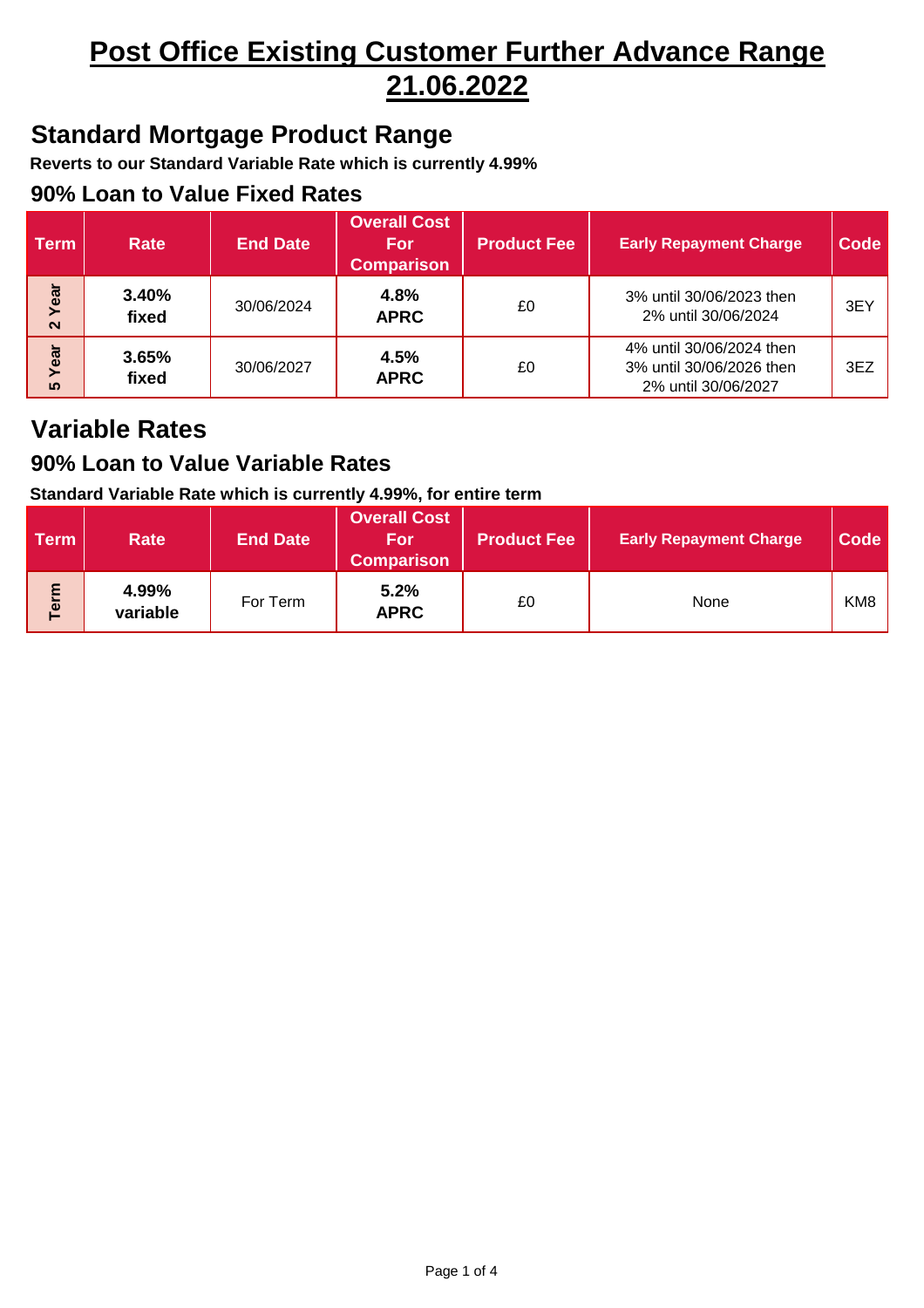# Post Office Existing Customer Further Advance Range 21.06.2022

## Standard Mortgage Product Range

**Reverts to our Standard Variable Rate which is currently 4.99%**

### 90% Loan to Value Fixed Rates

| Term | Rate | End Date | Overall Cost For Comparison | Product Fee | Early Repayment Charge | Code |
|---|---|---|---|---|---|---|
| 2 Year | **3.40% fixed** | 30/06/2024 | **4.8% APRC** | £0 | 3% until 30/06/2023 then 2% until 30/06/2024 | 3EY |
| 5 Year | **3.65% fixed** | 30/06/2027 | **4.5% APRC** | £0 | 4% until 30/06/2024 then 3% until 30/06/2026 then 2% until 30/06/2027 | 3EZ |

## Variable Rates

### 90% Loan to Value Variable Rates

**Standard Variable Rate which is currently 4.99%, for entire term**

| Term | Rate | End Date | Overall Cost For Comparison | Product Fee | Early Repayment Charge | Code |
|---|---|---|---|---|---|---|
| Term | **4.99% variable** | For Term | **5.2% APRC** | £0 | None | KM8 |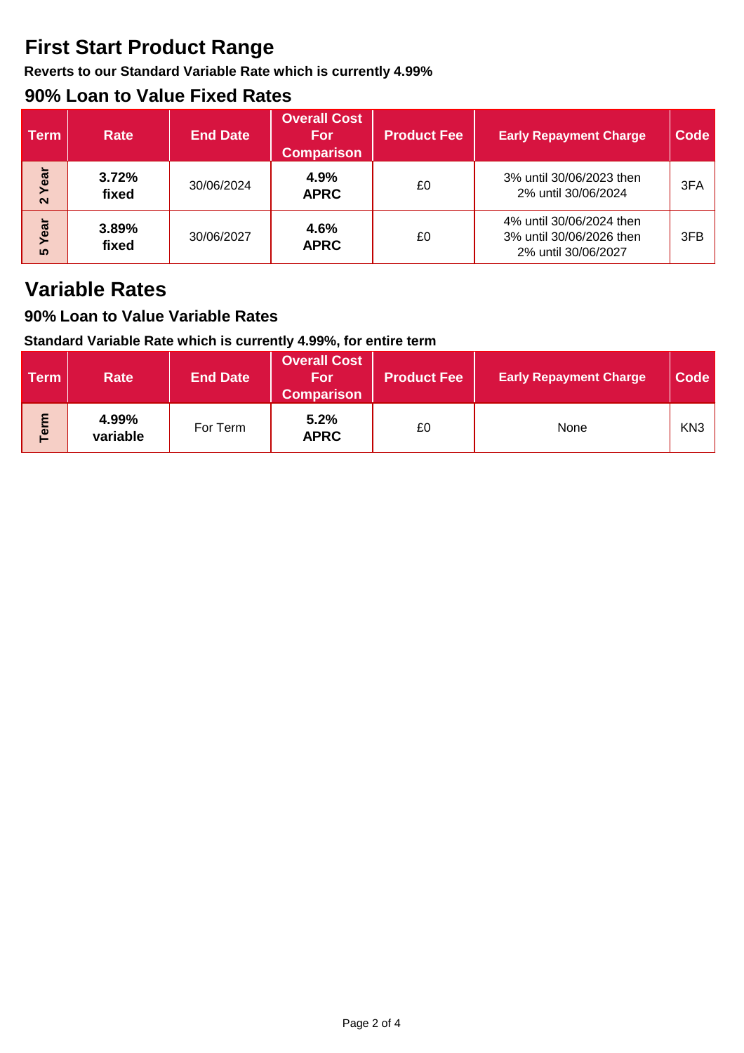# First Start Product Range

**Reverts to our Standard Variable Rate which is currently 4.99%**

## 90% Loan to Value Fixed Rates

| Term | Rate | End Date | Overall Cost For Comparison | Product Fee | Early Repayment Charge | Code |
|---|---|---|---|---|---|---|
| 2 Year | **3.72% fixed** | 30/06/2024 | **4.9% APRC** | £0 | 3% until 30/06/2023 then 2% until 30/06/2024 | 3FA |
| 5 Year | **3.89% fixed** | 30/06/2027 | **4.6% APRC** | £0 | 4% until 30/06/2024 then 3% until 30/06/2026 then 2% until 30/06/2027 | 3FB |

# Variable Rates

## 90% Loan to Value Variable Rates

**Standard Variable Rate which is currently 4.99%, for entire term**

| Term | Rate | End Date | Overall Cost For Comparison | Product Fee | Early Repayment Charge | Code |
|---|---|---|---|---|---|---|
| Term | **4.99% variable** | For Term | **5.2% APRC** | £0 | None | KN3 |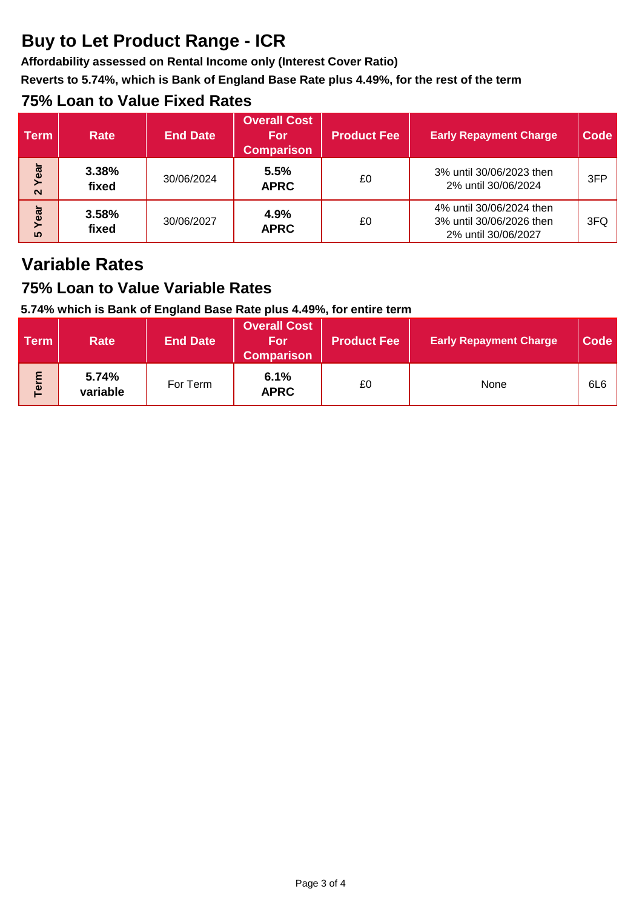# Buy to Let Product Range - ICR

**Affordability assessed on Rental Income only (Interest Cover Ratio)**

**Reverts to 5.74%, which is Bank of England Base Rate plus 4.49%, for the rest of the term**

## 75% Loan to Value Fixed Rates

| Term | Rate | End Date | Overall Cost For Comparison | Product Fee | Early Repayment Charge | Code |
|---|---|---|---|---|---|---|
| 2 Year | **3.38% fixed** | 30/06/2024 | **5.5% APRC** | £0 | 3% until 30/06/2023 then 2% until 30/06/2024 | 3FP |
| 5 Year | **3.58% fixed** | 30/06/2027 | **4.9% APRC** | £0 | 4% until 30/06/2024 then 3% until 30/06/2026 then 2% until 30/06/2027 | 3FQ |

# Variable Rates

## 75% Loan to Value Variable Rates

**5.74% which is Bank of England Base Rate plus 4.49%, for entire term**

| Term | Rate | End Date | Overall Cost For Comparison | Product Fee | Early Repayment Charge | Code |
|---|---|---|---|---|---|---|
| Term | **5.74% variable** | For Term | **6.1% APRC** | £0 | None | 6L6 |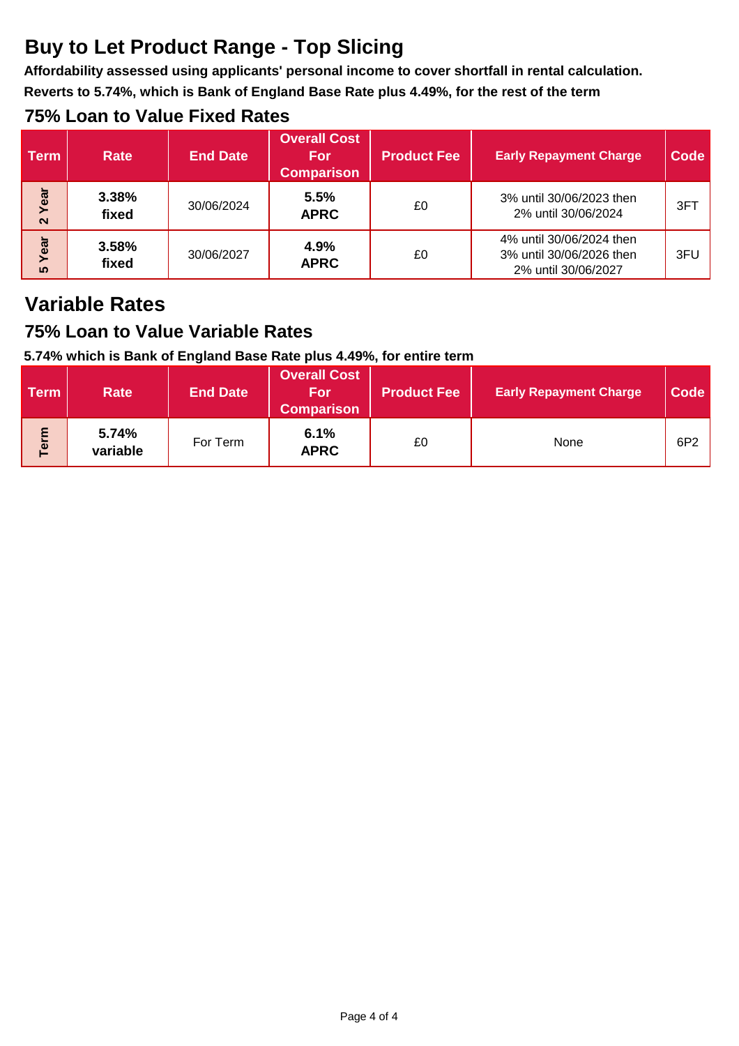# Buy to Let Product Range - Top Slicing

**Affordability assessed using applicants' personal income to cover shortfall in rental calculation.**

**Reverts to 5.74%, which is Bank of England Base Rate plus 4.49%, for the rest of the term**

## 75% Loan to Value Fixed Rates

| Term | Rate | End Date | Overall Cost For Comparison | Product Fee | Early Repayment Charge | Code |
|---|---|---|---|---|---|---|
| 2 Year | **3.38% fixed** | 30/06/2024 | **5.5% APRC** | £0 | 3% until 30/06/2023 then 2% until 30/06/2024 | 3FT |
| 5 Year | **3.58% fixed** | 30/06/2027 | **4.9% APRC** | £0 | 4% until 30/06/2024 then 3% until 30/06/2026 then 2% until 30/06/2027 | 3FU |

# Variable Rates

## 75% Loan to Value Variable Rates

**5.74% which is Bank of England Base Rate plus 4.49%, for entire term**

| Term | Rate | End Date | Overall Cost For Comparison | Product Fee | Early Repayment Charge | Code |
|---|---|---|---|---|---|---|
| Term | **5.74% variable** | For Term | **6.1% APRC** | £0 | None | 6P2 |